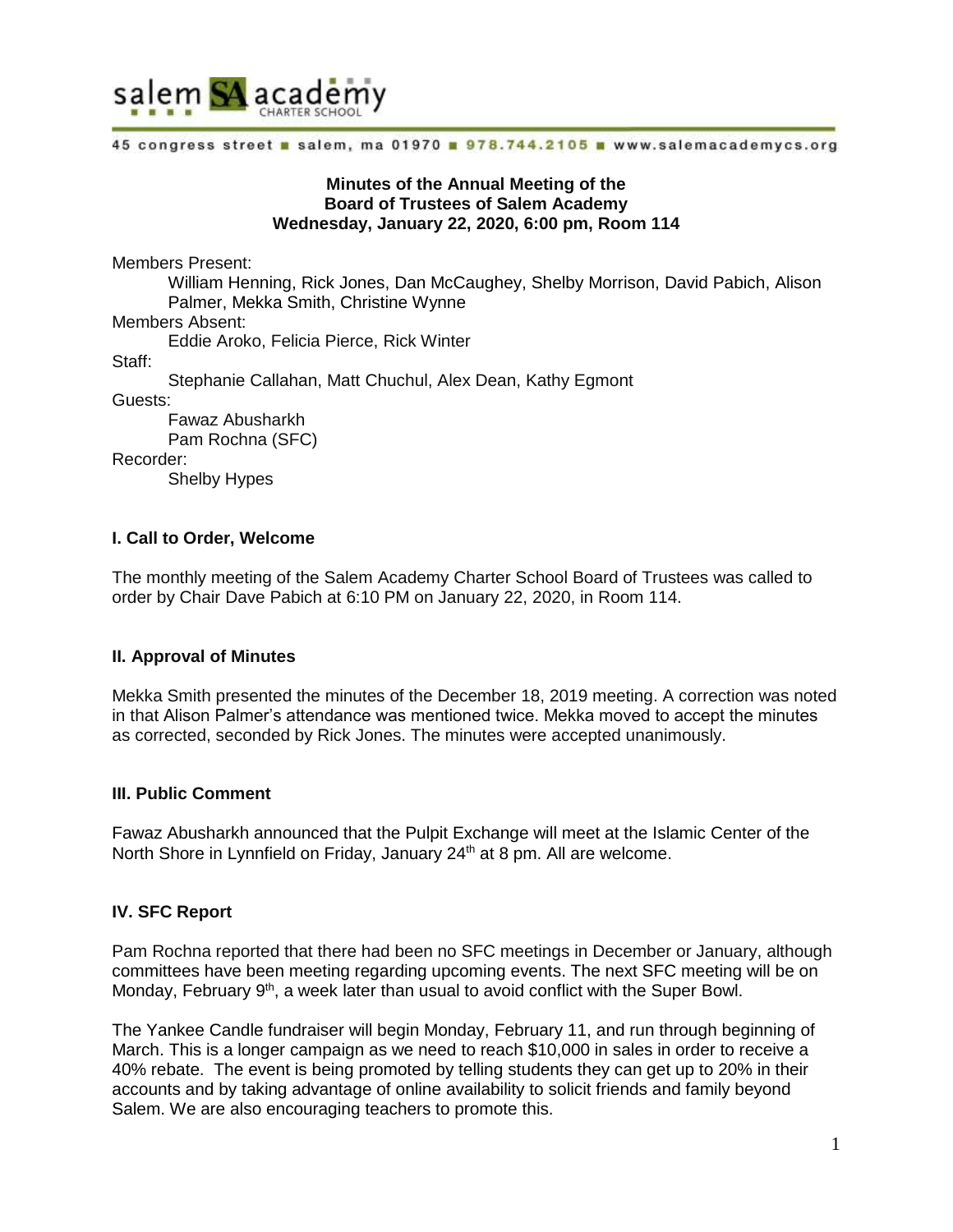salem SA academy CHARTER SCHOOL

45 congress street ■ salem, ma 01970 ■ 978.744.2105 ■ www.salemacademycs.org

**Minutes of the Annual Meeting of the**
**Board of Trustees of Salem Academy**
**Wednesday, January 22, 2020, 6:00 pm, Room 114**

Members Present:
  William Henning, Rick Jones, Dan McCaughey, Shelby Morrison, David Pabich, Alison Palmer, Mekka Smith, Christine Wynne
Members Absent:
  Eddie Aroko, Felicia Pierce, Rick Winter
Staff:
  Stephanie Callahan, Matt Chuchul, Alex Dean, Kathy Egmont
Guests:
  Fawaz Abusharkh
  Pam Rochna (SFC)
Recorder:
  Shelby Hypes

## I. Call to Order, Welcome

The monthly meeting of the Salem Academy Charter School Board of Trustees was called to order by Chair Dave Pabich at 6:10 PM on January 22, 2020, in Room 114.

## II. Approval of Minutes

Mekka Smith presented the minutes of the December 18, 2019 meeting. A correction was noted in that Alison Palmer's attendance was mentioned twice. Mekka moved to accept the minutes as corrected, seconded by Rick Jones. The minutes were accepted unanimously.

## III. Public Comment

Fawaz Abusharkh announced that the Pulpit Exchange will meet at the Islamic Center of the North Shore in Lynnfield on Friday, January 24th at 8 pm. All are welcome.

## IV. SFC Report

Pam Rochna reported that there had been no SFC meetings in December or January, although committees have been meeting regarding upcoming events. The next SFC meeting will be on Monday, February 9th, a week later than usual to avoid conflict with the Super Bowl.

The Yankee Candle fundraiser will begin Monday, February 11, and run through beginning of March. This is a longer campaign as we need to reach $10,000 in sales in order to receive a 40% rebate. The event is being promoted by telling students they can get up to 20% in their accounts and by taking advantage of online availability to solicit friends and family beyond Salem. We are also encouraging teachers to promote this.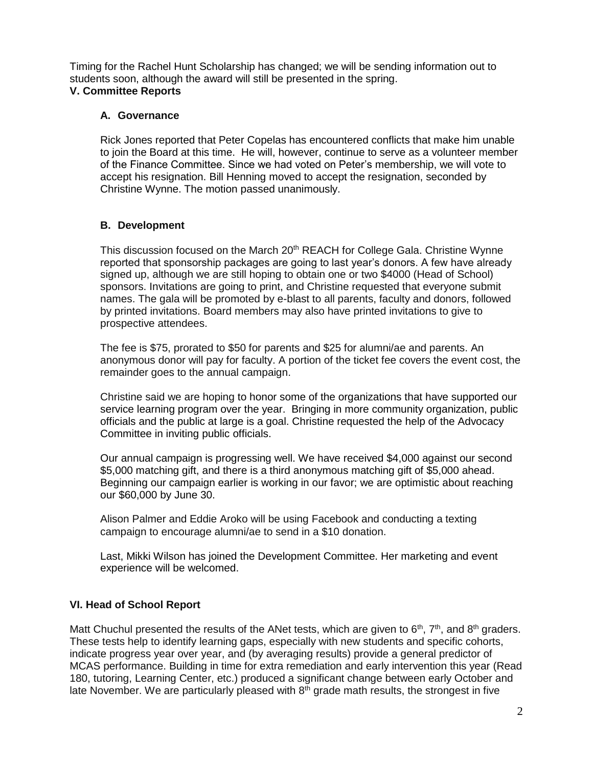Timing for the Rachel Hunt Scholarship has changed; we will be sending information out to students soon, although the award will still be presented in the spring.

**V. Committee Reports**

**A. Governance**

Rick Jones reported that Peter Copelas has encountered conflicts that make him unable to join the Board at this time. He will, however, continue to serve as a volunteer member of the Finance Committee. Since we had voted on Peter's membership, we will vote to accept his resignation. Bill Henning moved to accept the resignation, seconded by Christine Wynne. The motion passed unanimously.

**B. Development**

This discussion focused on the March 20th REACH for College Gala. Christine Wynne reported that sponsorship packages are going to last year's donors. A few have already signed up, although we are still hoping to obtain one or two $4000 (Head of School) sponsors. Invitations are going to print, and Christine requested that everyone submit names. The gala will be promoted by e-blast to all parents, faculty and donors, followed by printed invitations. Board members may also have printed invitations to give to prospective attendees.

The fee is $75, prorated to $50 for parents and $25 for alumni/ae and parents. An anonymous donor will pay for faculty. A portion of the ticket fee covers the event cost, the remainder goes to the annual campaign.

Christine said we are hoping to honor some of the organizations that have supported our service learning program over the year. Bringing in more community organization, public officials and the public at large is a goal. Christine requested the help of the Advocacy Committee in inviting public officials.

Our annual campaign is progressing well. We have received $4,000 against our second $5,000 matching gift, and there is a third anonymous matching gift of $5,000 ahead. Beginning our campaign earlier is working in our favor; we are optimistic about reaching our $60,000 by June 30.

Alison Palmer and Eddie Aroko will be using Facebook and conducting a texting campaign to encourage alumni/ae to send in a $10 donation.

Last, Mikki Wilson has joined the Development Committee. Her marketing and event experience will be welcomed.

**VI. Head of School Report**

Matt Chuchul presented the results of the ANet tests, which are given to 6th, 7th, and 8th graders. These tests help to identify learning gaps, especially with new students and specific cohorts, indicate progress year over year, and (by averaging results) provide a general predictor of MCAS performance. Building in time for extra remediation and early intervention this year (Read 180, tutoring, Learning Center, etc.) produced a significant change between early October and late November. We are particularly pleased with 8th grade math results, the strongest in five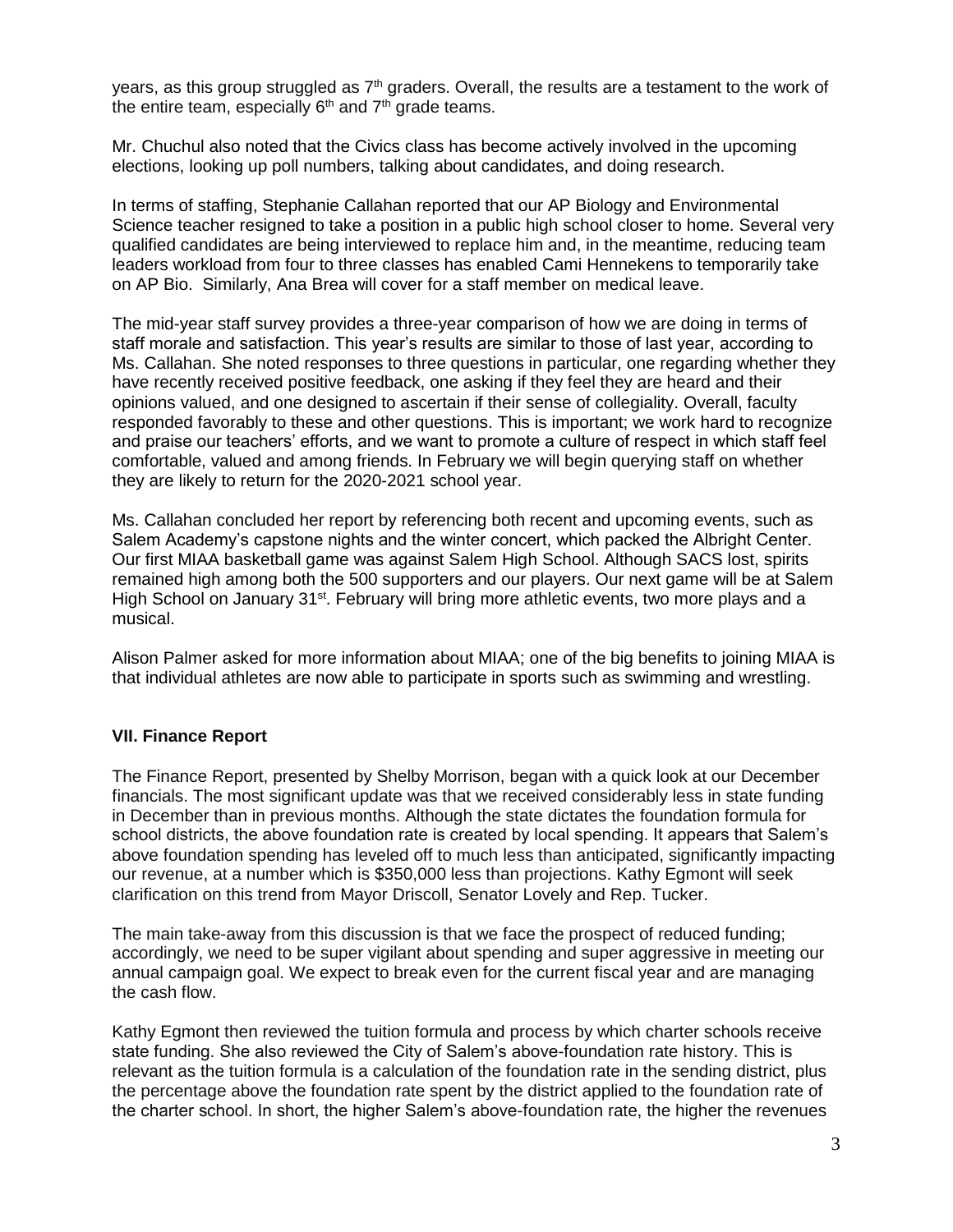years, as this group struggled as 7th graders. Overall, the results are a testament to the work of the entire team, especially 6th and 7th grade teams.

Mr. Chuchul also noted that the Civics class has become actively involved in the upcoming elections, looking up poll numbers, talking about candidates, and doing research.

In terms of staffing, Stephanie Callahan reported that our AP Biology and Environmental Science teacher resigned to take a position in a public high school closer to home. Several very qualified candidates are being interviewed to replace him and, in the meantime, reducing team leaders workload from four to three classes has enabled Cami Hennekens to temporarily take on AP Bio. Similarly, Ana Brea will cover for a staff member on medical leave.

The mid-year staff survey provides a three-year comparison of how we are doing in terms of staff morale and satisfaction. This year's results are similar to those of last year, according to Ms. Callahan. She noted responses to three questions in particular, one regarding whether they have recently received positive feedback, one asking if they feel they are heard and their opinions valued, and one designed to ascertain if their sense of collegiality. Overall, faculty responded favorably to these and other questions. This is important; we work hard to recognize and praise our teachers' efforts, and we want to promote a culture of respect in which staff feel comfortable, valued and among friends. In February we will begin querying staff on whether they are likely to return for the 2020-2021 school year.

Ms. Callahan concluded her report by referencing both recent and upcoming events, such as Salem Academy's capstone nights and the winter concert, which packed the Albright Center. Our first MIAA basketball game was against Salem High School. Although SACS lost, spirits remained high among both the 500 supporters and our players. Our next game will be at Salem High School on January 31st. February will bring more athletic events, two more plays and a musical.

Alison Palmer asked for more information about MIAA; one of the big benefits to joining MIAA is that individual athletes are now able to participate in sports such as swimming and wrestling.

### VII. Finance Report

The Finance Report, presented by Shelby Morrison, began with a quick look at our December financials. The most significant update was that we received considerably less in state funding in December than in previous months. Although the state dictates the foundation formula for school districts, the above foundation rate is created by local spending. It appears that Salem's above foundation spending has leveled off to much less than anticipated, significantly impacting our revenue, at a number which is $350,000 less than projections. Kathy Egmont will seek clarification on this trend from Mayor Driscoll, Senator Lovely and Rep. Tucker.

The main take-away from this discussion is that we face the prospect of reduced funding; accordingly, we need to be super vigilant about spending and super aggressive in meeting our annual campaign goal. We expect to break even for the current fiscal year and are managing the cash flow.

Kathy Egmont then reviewed the tuition formula and process by which charter schools receive state funding. She also reviewed the City of Salem's above-foundation rate history. This is relevant as the tuition formula is a calculation of the foundation rate in the sending district, plus the percentage above the foundation rate spent by the district applied to the foundation rate of the charter school. In short, the higher Salem's above-foundation rate, the higher the revenues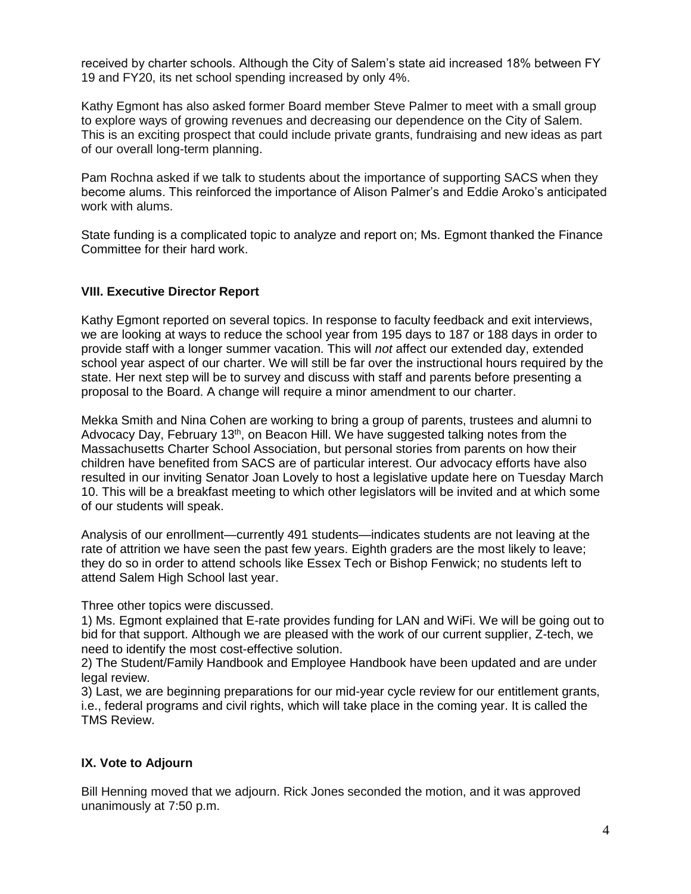received by charter schools. Although the City of Salem's state aid increased 18% between FY 19 and FY20, its net school spending increased by only 4%.

Kathy Egmont has also asked former Board member Steve Palmer to meet with a small group to explore ways of growing revenues and decreasing our dependence on the City of Salem. This is an exciting prospect that could include private grants, fundraising and new ideas as part of our overall long-term planning.

Pam Rochna asked if we talk to students about the importance of supporting SACS when they become alums. This reinforced the importance of Alison Palmer's and Eddie Aroko's anticipated work with alums.

State funding is a complicated topic to analyze and report on; Ms. Egmont thanked the Finance Committee for their hard work.

## VIII. Executive Director Report

Kathy Egmont reported on several topics. In response to faculty feedback and exit interviews, we are looking at ways to reduce the school year from 195 days to 187 or 188 days in order to provide staff with a longer summer vacation. This will *not* affect our extended day, extended school year aspect of our charter. We will still be far over the instructional hours required by the state. Her next step will be to survey and discuss with staff and parents before presenting a proposal to the Board. A change will require a minor amendment to our charter.

Mekka Smith and Nina Cohen are working to bring a group of parents, trustees and alumni to Advocacy Day, February 13th, on Beacon Hill. We have suggested talking notes from the Massachusetts Charter School Association, but personal stories from parents on how their children have benefited from SACS are of particular interest. Our advocacy efforts have also resulted in our inviting Senator Joan Lovely to host a legislative update here on Tuesday March 10. This will be a breakfast meeting to which other legislators will be invited and at which some of our students will speak.

Analysis of our enrollment—currently 491 students—indicates students are not leaving at the rate of attrition we have seen the past few years. Eighth graders are the most likely to leave; they do so in order to attend schools like Essex Tech or Bishop Fenwick; no students left to attend Salem High School last year.

Three other topics were discussed.

1) Ms. Egmont explained that E-rate provides funding for LAN and WiFi. We will be going out to bid for that support. Although we are pleased with the work of our current supplier, Z-tech, we need to identify the most cost-effective solution.
2) The Student/Family Handbook and Employee Handbook have been updated and are under legal review.
3) Last, we are beginning preparations for our mid-year cycle review for our entitlement grants, i.e., federal programs and civil rights, which will take place in the coming year. It is called the TMS Review.

## IX. Vote to Adjourn

Bill Henning moved that we adjourn. Rick Jones seconded the motion, and it was approved unanimously at 7:50 p.m.